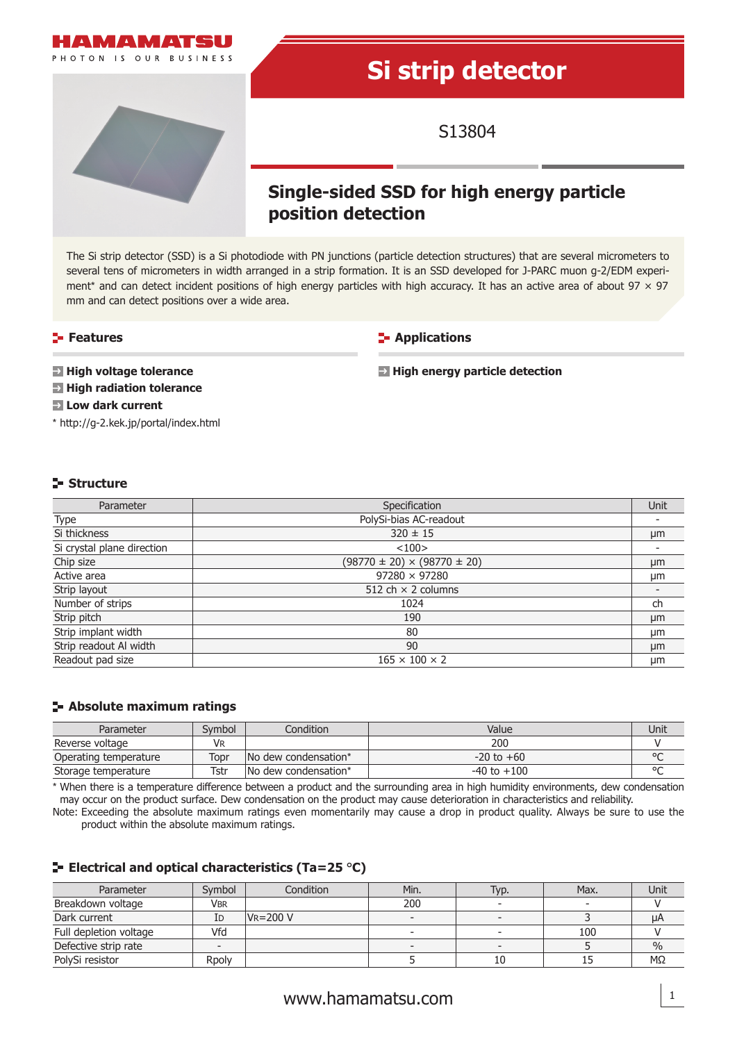HAMAMATSU

PHOTON IS OUR BUSINESS

# Si strip detector

S13804

## Single-sided SSD for high energy particle position detection

The Si strip detector (SSD) is a Si photodiode with PN junctions (particle detection structures) that are several micrometers to several tens of micrometers in width arranged in a strip formation. It is an SSD developed for J-PARC muon g-2/EDM experiment* and can detect incident positions of high energy particles with high accuracy. It has an active area of about 97 × 97 mm and can detect positions over a wide area.

## Features

- **High voltage tolerance**
- **High radiation tolerance**
- **Low dark current**

\* http://g-2.kek.jp/portal/index.html

## Applications

- **High energy particle detection**

## Structure

| Parameter | Specification | Unit |
|---|---|---|
| Type | PolySi-bias AC-readout | - |
| Si thickness | 320 ± 15 | μm |
| Si crystal plane direction | <100> | - |
| Chip size | (98770 ± 20) × (98770 ± 20) | μm |
| Active area | 97280 × 97280 | μm |
| Strip layout | 512 ch × 2 columns | - |
| Number of strips | 1024 | ch |
| Strip pitch | 190 | μm |
| Strip implant width | 80 | μm |
| Strip readout Al width | 90 | μm |
| Readout pad size | 165 × 100 × 2 | μm |

## Absolute maximum ratings

| Parameter | Symbol | Condition | Value | Unit |
|---|---|---|---|---|
| Reverse voltage | $V_R$ | | 200 | V |
| Operating temperature | Topr | No dew condensation* | -20 to +60 | °C |
| Storage temperature | Tstr | No dew condensation* | -40 to +100 | °C |

\* When there is a temperature difference between a product and the surrounding area in high humidity environments, dew condensation may occur on the product surface. Dew condensation on the product may cause deterioration in characteristics and reliability.

Note: Exceeding the absolute maximum ratings even momentarily may cause a drop in product quality. Always be sure to use the product within the absolute maximum ratings.

## Electrical and optical characteristics (Ta=25 °C)

| Parameter | Symbol | Condition | Min. | Typ. | Max. | Unit |
|---|---|---|---|---|---|---|
| Breakdown voltage | $V_{BR}$ | | 200 | - | - | V |
| Dark current | $I_D$ | $V_R$=200 V | - | - | 3 | μA |
| Full depletion voltage | Vfd | | - | - | 100 | V |
| Defective strip rate | - | | - | - | 5 | % |
| PolySi resistor | Rpoly | | 5 | 10 | 15 | MΩ |

www.hamamatsu.com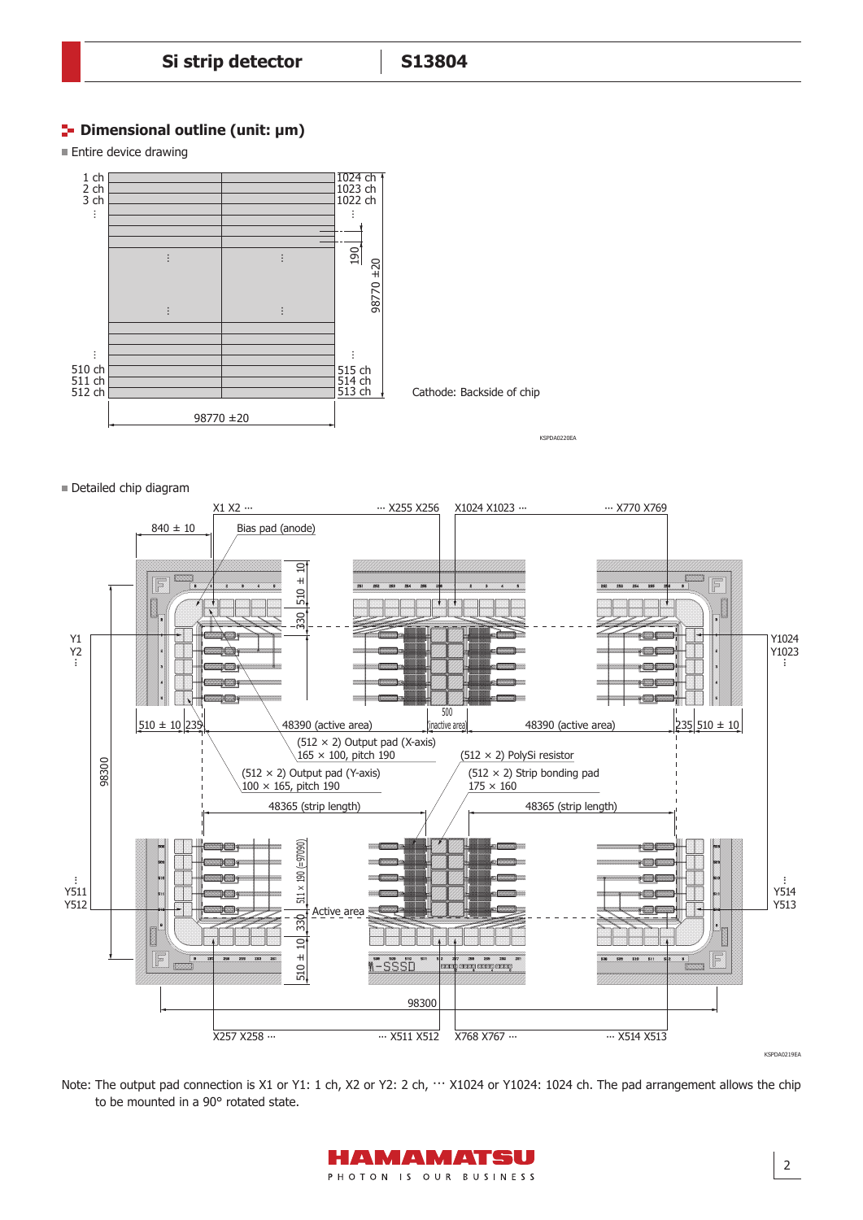## Dimensional outline (unit: μm)

■ Entire device drawing

1 ch
2 ch
3 ch
⋮
510 ch
511 ch
512 ch

1024 ch
1023 ch
1022 ch
⋮
515 ch
514 ch
513 ch

190

98770 ±20

98770 ±20

Cathode: Backside of chip

KSPDA0220EA

■ Detailed chip diagram

X1 X2 ··· ··· X255 X256 X1024 X1023 ··· ··· X770 X769

840 ± 10

Bias pad (anode)

510 ± 10

330

Y1
Y2
⋮

Y1024
Y1023
⋮

510 ± 10 235 48390 (active area) 500 (inactive area) 48390 (active area) 235 510 ± 10

98300

(512 × 2) Output pad (X-axis)
165 × 100, pitch 190

(512 × 2) PolySi resistor

(512 × 2) Output pad (Y-axis)
100 × 165, pitch 190

(512 × 2) Strip bonding pad
175 × 160

48365 (strip length) 48365 (strip length)

⋮
Y511
Y512

511 × 190 (=97090)

Active area

330

510 ± 10

⋮
Y514
Y513

98300

X257 X258 ··· ··· X511 X512 X768 X767 ··· ··· X514 X513

KSPDA0219EA

Note: The output pad connection is X1 or Y1: 1 ch, X2 or Y2: 2 ch, ··· X1024 or Y1024: 1024 ch. The pad arrangement allows the chip to be mounted in a 90° rotated state.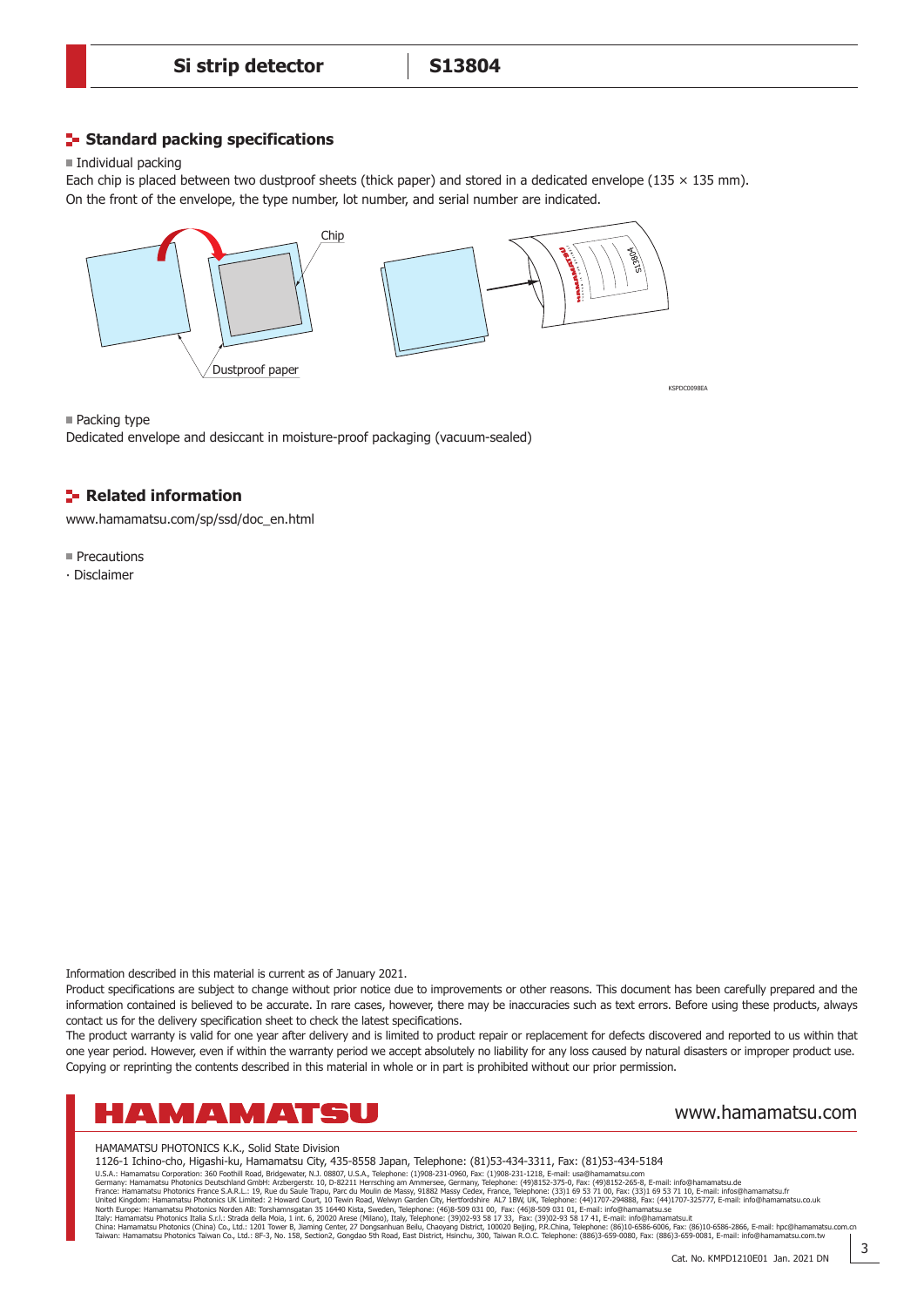## Standard packing specifications

■ Individual packing

Each chip is placed between two dustproof sheets (thick paper) and stored in a dedicated envelope (135 × 135 mm). On the front of the envelope, the type number, lot number, and serial number are indicated.

Chip

Dustproof paper

KSPDC0098EA

■ Packing type

Dedicated envelope and desiccant in moisture-proof packaging (vacuum-sealed)

## Related information

www.hamamatsu.com/sp/ssd/doc_en.html

■ Precautions

· Disclaimer

Information described in this material is current as of January 2021.

Product specifications are subject to change without prior notice due to improvements or other reasons. This document has been carefully prepared and the information contained is believed to be accurate. In rare cases, however, there may be inaccuracies such as text errors. Before using these products, always contact us for the delivery specification sheet to check the latest specifications.

The product warranty is valid for one year after delivery and is limited to product repair or replacement for defects discovered and reported to us within that one year period. However, even if within the warranty period we accept absolutely no liability for any loss caused by natural disasters or improper product use. Copying or reprinting the contents described in this material in whole or in part is prohibited without our prior permission.

HAMAMATSU

www.hamamatsu.com

HAMAMATSU PHOTONICS K.K., Solid State Division

1126-1 Ichino-cho, Higashi-ku, Hamamatsu City, 435-8558 Japan, Telephone: (81)53-434-3311, Fax: (81)53-434-5184

U.S.A.: Hamamatsu Corporation: 360 Foothill Road, Bridgewater, N.J. 08807, U.S.A., Telephone: (1)908-231-0960, Fax: (1)908-231-1218, E-mail: usa@hamamatsu.com
Germany: Hamamatsu Photonics Deutschland GmbH: Arzbergerstr. 10, D-82211 Herrsching am Ammersee, Germany, Telephone: (49)8152-375-0, Fax: (49)8152-265-8, E-mail: info@hamamatsu.de
France: Hamamatsu Photonics France S.A.R.L.: 19, Rue du Saule Trapu, Parc du Moulin de Massy, 91882 Massy Cedex, France, Telephone: (33)1 69 53 71 00, Fax: (33)1 69 53 71 10, E-mail: infos@hamamatsu.fr
United Kingdom: Hamamatsu Photonics UK Limited: 2 Howard Court, 10 Tewin Road, Welwyn Garden City, Hertfordshire AL7 1BW, UK, Telephone: (44)1707-294888, Fax: (44)1707-325777, E-mail: info@hamamatsu.co.uk
North Europe: Hamamatsu Photonics Norden AB: Torshamnsgatan 35 16440 Kista, Sweden, Telephone: (46)8-509 031 00, Fax: (46)8-509 031 01, E-mail: info@hamamatsu.se
Italy: Hamamatsu Photonics Italia S.r.l.: Strada della Moia, 1 int. 6, 20020 Arese (Milano), Italy, Telephone: (39)02-93 58 17 33, Fax: (39)02-93 58 17 41, E-mail: info@hamamatsu.it
China: Hamamatsu Photonics (China) Co., Ltd.: 1201 Tower B, Jiaming Center, 27 Dongsanhuan Beilu, Chaoyang District, 100020 Beijing, P.R.China, Telephone: (86)10-6586-6006, Fax: (86)10-6586-2866, E-mail: hpc@hamamatsu.com.cn
Taiwan: Hamamatsu Photonics Taiwan Co., Ltd.: 8F-3, No. 158, Section2, Gongdao 5th Road, East District, Hsinchu, 300, Taiwan R.O.C. Telephone: (886)3-659-0080, Fax: (886)3-659-0081, E-mail: info@hamamatsu.com.tw

Cat. No. KMPD1210E01 Jan. 2021 DN